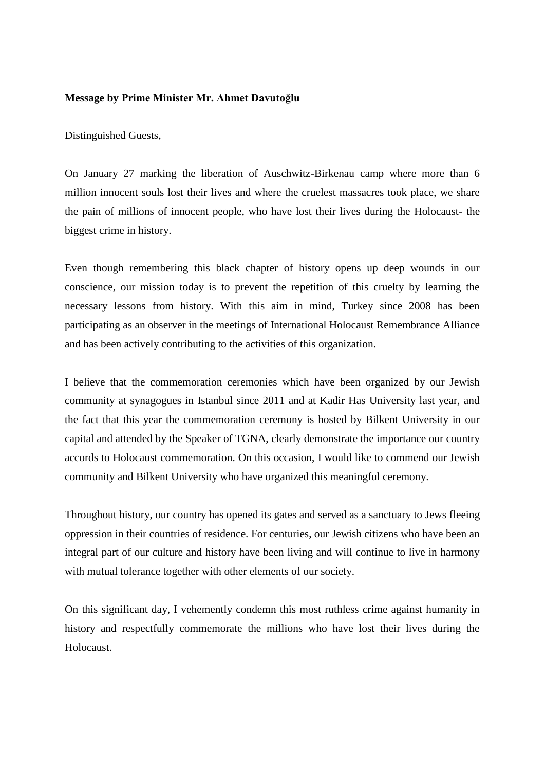**Message by Prime Minister Mr. Ahmet Davutoğlu**

Distinguished Guests,

On January 27 marking the liberation of Auschwitz-Birkenau camp where more than 6 million innocent souls lost their lives and where the cruelest massacres took place, we share the pain of millions of innocent people, who have lost their lives during the Holocaust- the biggest crime in history.

Even though remembering this black chapter of history opens up deep wounds in our conscience, our mission today is to prevent the repetition of this cruelty by learning the necessary lessons from history. With this aim in mind, Turkey since 2008 has been participating as an observer in the meetings of International Holocaust Remembrance Alliance and has been actively contributing to the activities of this organization.

I believe that the commemoration ceremonies which have been organized by our Jewish community at synagogues in Istanbul since 2011 and at Kadir Has University last year, and the fact that this year the commemoration ceremony is hosted by Bilkent University in our capital and attended by the Speaker of TGNA, clearly demonstrate the importance our country accords to Holocaust commemoration. On this occasion, I would like to commend our Jewish community and Bilkent University who have organized this meaningful ceremony.

Throughout history, our country has opened its gates and served as a sanctuary to Jews fleeing oppression in their countries of residence. For centuries, our Jewish citizens who have been an integral part of our culture and history have been living and will continue to live in harmony with mutual tolerance together with other elements of our society.

On this significant day, I vehemently condemn this most ruthless crime against humanity in history and respectfully commemorate the millions who have lost their lives during the Holocaust.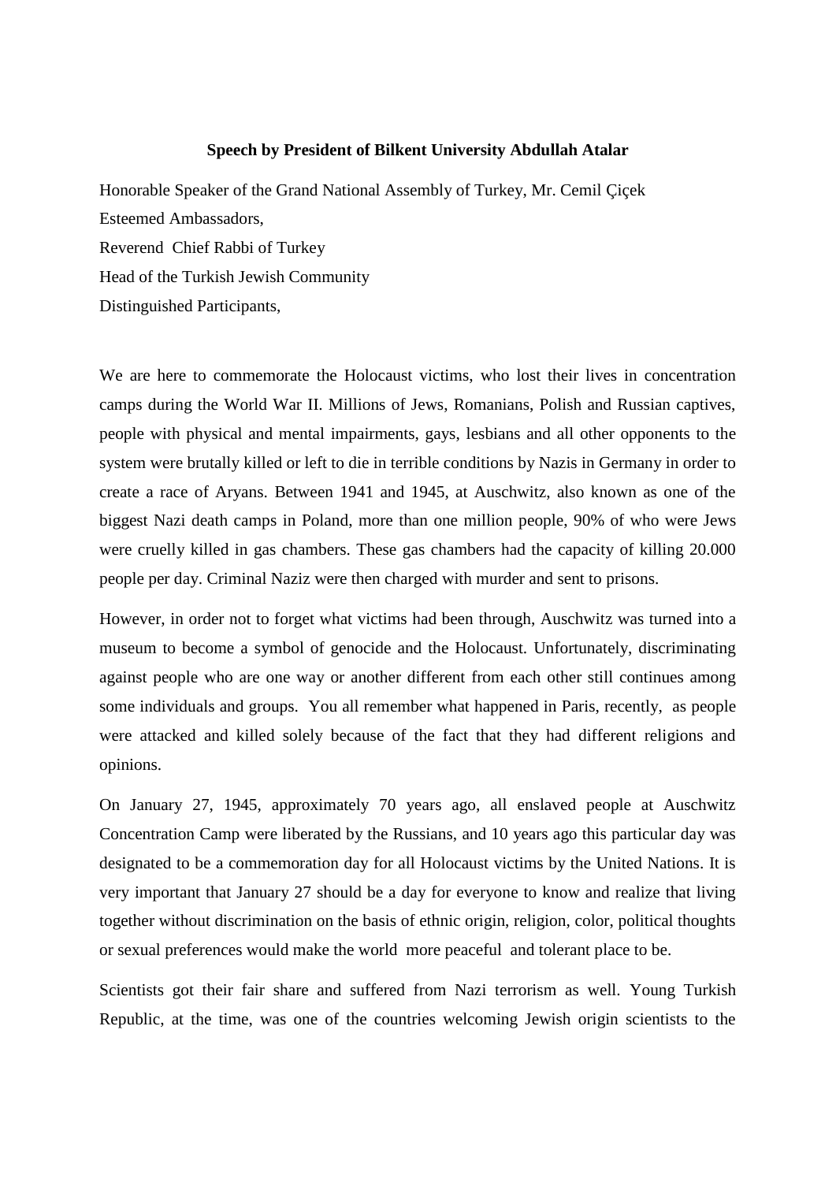**Speech by President of Bilkent University Abdullah Atalar**

Honorable Speaker of the Grand National Assembly of Turkey, Mr. Cemil Çiçek

Esteemed Ambassadors,

Reverend Chief Rabbi of Turkey

Head of the Turkish Jewish Community

Distinguished Participants,

We are here to commemorate the Holocaust victims, who lost their lives in concentration camps during the World War II. Millions of Jews, Romanians, Polish and Russian captives, people with physical and mental impairments, gays, lesbians and all other opponents to the system were brutally killed or left to die in terrible conditions by Nazis in Germany in order to create a race of Aryans. Between 1941 and 1945, at Auschwitz, also known as one of the biggest Nazi death camps in Poland, more than one million people, 90% of who were Jews were cruelly killed in gas chambers. These gas chambers had the capacity of killing 20.000 people per day. Criminal Naziz were then charged with murder and sent to prisons.

However, in order not to forget what victims had been through, Auschwitz was turned into a museum to become a symbol of genocide and the Holocaust. Unfortunately, discriminating against people who are one way or another different from each other still continues among some individuals and groups. You all remember what happened in Paris, recently, as people were attacked and killed solely because of the fact that they had different religions and opinions.

On January 27, 1945, approximately 70 years ago, all enslaved people at Auschwitz Concentration Camp were liberated by the Russians, and 10 years ago this particular day was designated to be a commemoration day for all Holocaust victims by the United Nations. It is very important that January 27 should be a day for everyone to know and realize that living together without discrimination on the basis of ethnic origin, religion, color, political thoughts or sexual preferences would make the world more peaceful and tolerant place to be.

Scientists got their fair share and suffered from Nazi terrorism as well. Young Turkish Republic, at the time, was one of the countries welcoming Jewish origin scientists to the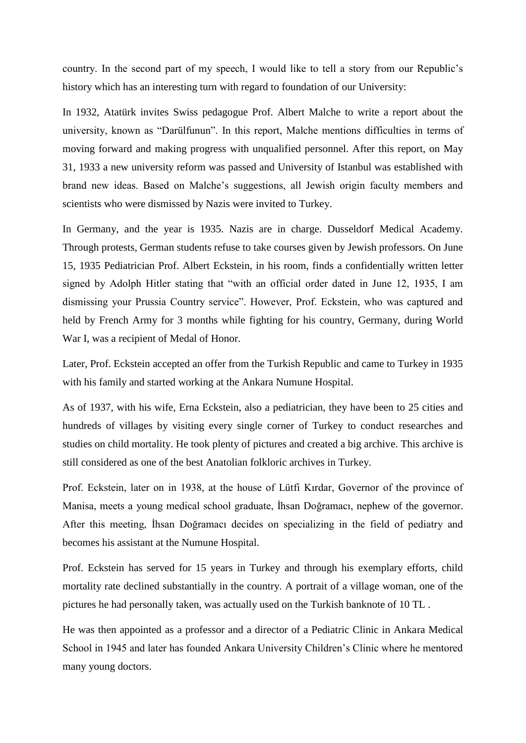country. In the second part of my speech, I would like to tell a story from our Republic's history which has an interesting turn with regard to foundation of our University:

In 1932, Atatürk invites Swiss pedagogue Prof. Albert Malche to write a report about the university, known as "Darülfunun". In this report, Malche mentions difficulties in terms of moving forward and making progress with unqualified personnel. After this report, on May 31, 1933 a new university reform was passed and University of Istanbul was established with brand new ideas. Based on Malche's suggestions, all Jewish origin faculty members and scientists who were dismissed by Nazis were invited to Turkey.

In Germany, and the year is 1935. Nazis are in charge. Dusseldorf Medical Academy. Through protests, German students refuse to take courses given by Jewish professors. On June 15, 1935 Pediatrician Prof. Albert Eckstein, in his room, finds a confidentially written letter signed by Adolph Hitler stating that "with an official order dated in June 12, 1935, I am dismissing your Prussia Country service". However, Prof. Eckstein, who was captured and held by French Army for 3 months while fighting for his country, Germany, during World War I, was a recipient of Medal of Honor.

Later, Prof. Eckstein accepted an offer from the Turkish Republic and came to Turkey in 1935 with his family and started working at the Ankara Numune Hospital.

As of 1937, with his wife, Erna Eckstein, also a pediatrician, they have been to 25 cities and hundreds of villages by visiting every single corner of Turkey to conduct researches and studies on child mortality. He took plenty of pictures and created a big archive. This archive is still considered as one of the best Anatolian folkloric archives in Turkey.

Prof. Eckstein, later on in 1938, at the house of Lütfi Kırdar, Governor of the province of Manisa, meets a young medical school graduate, İhsan Doğramacı, nephew of the governor. After this meeting, İhsan Doğramacı decides on specializing in the field of pediatry and becomes his assistant at the Numune Hospital.

Prof. Eckstein has served for 15 years in Turkey and through his exemplary efforts, child mortality rate declined substantially in the country. A portrait of a village woman, one of the pictures he had personally taken, was actually used on the Turkish banknote of 10 TL .

He was then appointed as a professor and a director of a Pediatric Clinic in Ankara Medical School in 1945 and later has founded Ankara University Children's Clinic where he mentored many young doctors.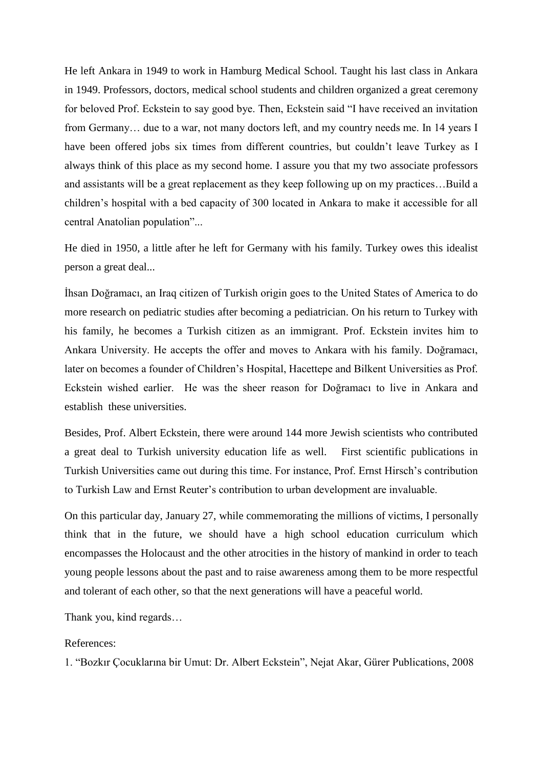He left Ankara in 1949 to work in Hamburg Medical School. Taught his last class in Ankara in 1949. Professors, doctors, medical school students and children organized a great ceremony for beloved Prof. Eckstein to say good bye. Then, Eckstein said "I have received an invitation from Germany… due to a war, not many doctors left, and my country needs me. In 14 years I have been offered jobs six times from different countries, but couldn't leave Turkey as I always think of this place as my second home. I assure you that my two associate professors and assistants will be a great replacement as they keep following up on my practices…Build a children's hospital with a bed capacity of 300 located in Ankara to make it accessible for all central Anatolian population"...

He died in 1950, a little after he left for Germany with his family. Turkey owes this idealist person a great deal...

İhsan Doğramacı, an Iraq citizen of Turkish origin goes to the United States of America to do more research on pediatric studies after becoming a pediatrician. On his return to Turkey with his family, he becomes a Turkish citizen as an immigrant. Prof. Eckstein invites him to Ankara University. He accepts the offer and moves to Ankara with his family. Doğramacı, later on becomes a founder of Children's Hospital, Hacettepe and Bilkent Universities as Prof. Eckstein wished earlier. He was the sheer reason for Doğramacı to live in Ankara and establish these universities.

Besides, Prof. Albert Eckstein, there were around 144 more Jewish scientists who contributed a great deal to Turkish university education life as well. First scientific publications in Turkish Universities came out during this time. For instance, Prof. Ernst Hirsch's contribution to Turkish Law and Ernst Reuter's contribution to urban development are invaluable.

On this particular day, January 27, while commemorating the millions of victims, I personally think that in the future, we should have a high school education curriculum which encompasses the Holocaust and the other atrocities in the history of mankind in order to teach young people lessons about the past and to raise awareness among them to be more respectful and tolerant of each other, so that the next generations will have a peaceful world.

Thank you, kind regards…

References:

1. "Bozkır Çocuklarına bir Umut: Dr. Albert Eckstein", Nejat Akar, Gürer Publications, 2008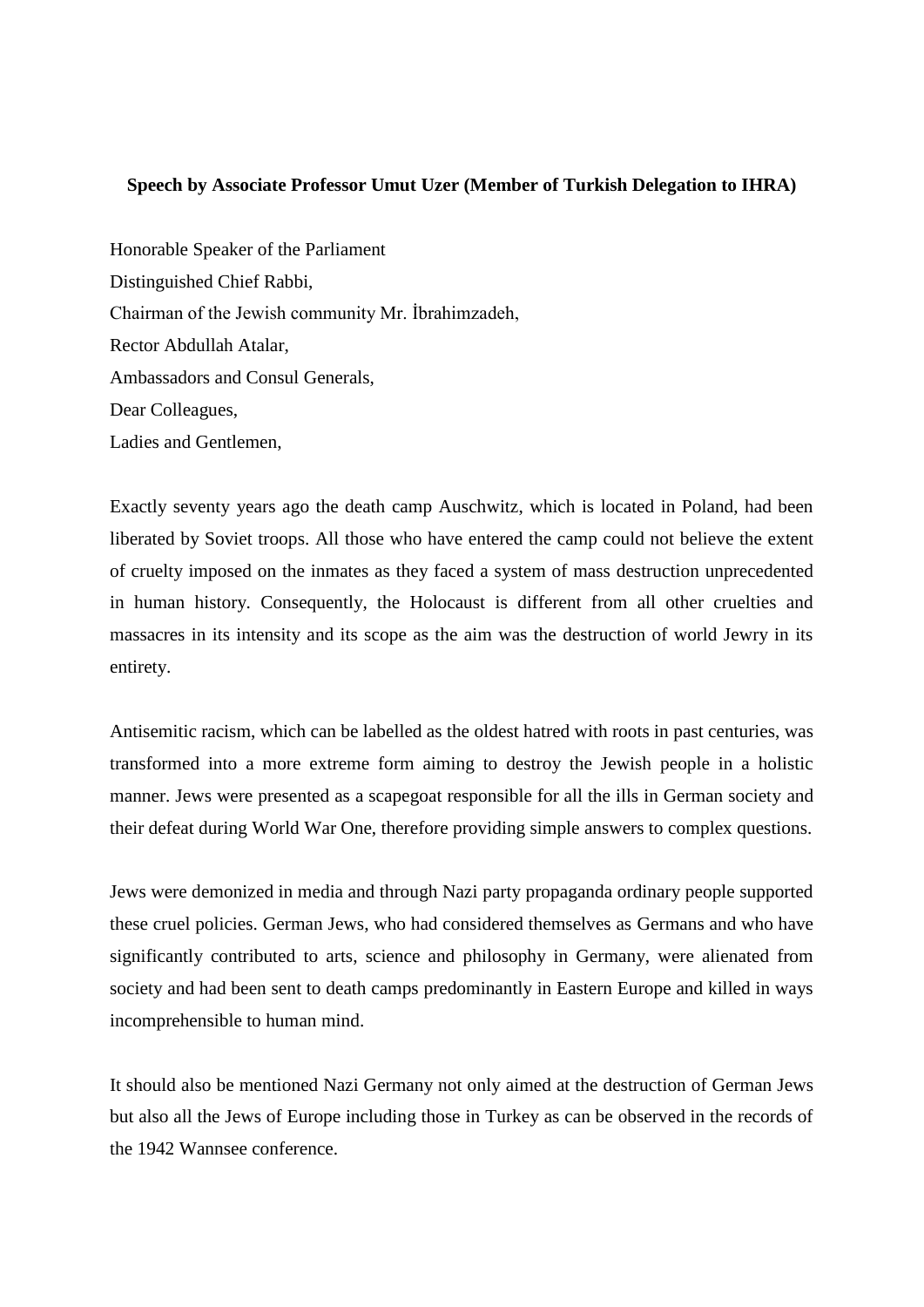**Speech by Associate Professor Umut Uzer (Member of Turkish Delegation to IHRA)**

Honorable Speaker of the Parliament  
Distinguished Chief Rabbi,  
Chairman of the Jewish community Mr. İbrahimzadeh,  
Rector Abdullah Atalar,  
Ambassadors and Consul Generals,  
Dear Colleagues,  
Ladies and Gentlemen,

Exactly seventy years ago the death camp Auschwitz, which is located in Poland, had been liberated by Soviet troops. All those who have entered the camp could not believe the extent of cruelty imposed on the inmates as they faced a system of mass destruction unprecedented in human history. Consequently, the Holocaust is different from all other cruelties and massacres in its intensity and its scope as the aim was the destruction of world Jewry in its entirety.

Antisemitic racism, which can be labelled as the oldest hatred with roots in past centuries, was transformed into a more extreme form aiming to destroy the Jewish people in a holistic manner. Jews were presented as a scapegoat responsible for all the ills in German society and their defeat during World War One, therefore providing simple answers to complex questions.

Jews were demonized in media and through Nazi party propaganda ordinary people supported these cruel policies. German Jews, who had considered themselves as Germans and who have significantly contributed to arts, science and philosophy in Germany, were alienated from society and had been sent to death camps predominantly in Eastern Europe and killed in ways incomprehensible to human mind.

It should also be mentioned Nazi Germany not only aimed at the destruction of German Jews but also all the Jews of Europe including those in Turkey as can be observed in the records of the 1942 Wannsee conference.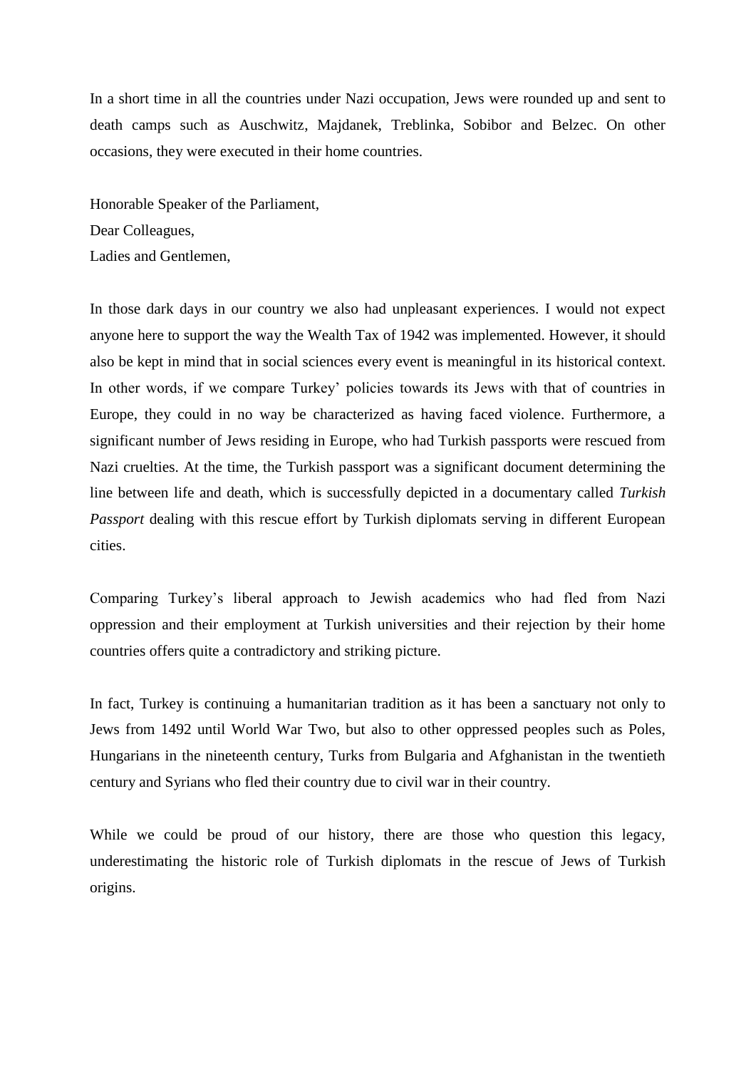In a short time in all the countries under Nazi occupation, Jews were rounded up and sent to death camps such as Auschwitz, Majdanek, Treblinka, Sobibor and Belzec. On other occasions, they were executed in their home countries.

Honorable Speaker of the Parliament,  
Dear Colleagues,  
Ladies and Gentlemen,

In those dark days in our country we also had unpleasant experiences. I would not expect anyone here to support the way the Wealth Tax of 1942 was implemented. However, it should also be kept in mind that in social sciences every event is meaningful in its historical context. In other words, if we compare Turkey' policies towards its Jews with that of countries in Europe, they could in no way be characterized as having faced violence. Furthermore, a significant number of Jews residing in Europe, who had Turkish passports were rescued from Nazi cruelties. At the time, the Turkish passport was a significant document determining the line between life and death, which is successfully depicted in a documentary called *Turkish Passport* dealing with this rescue effort by Turkish diplomats serving in different European cities.

Comparing Turkey's liberal approach to Jewish academics who had fled from Nazi oppression and their employment at Turkish universities and their rejection by their home countries offers quite a contradictory and striking picture.

In fact, Turkey is continuing a humanitarian tradition as it has been a sanctuary not only to Jews from 1492 until World War Two, but also to other oppressed peoples such as Poles, Hungarians in the nineteenth century, Turks from Bulgaria and Afghanistan in the twentieth century and Syrians who fled their country due to civil war in their country.

While we could be proud of our history, there are those who question this legacy, underestimating the historic role of Turkish diplomats in the rescue of Jews of Turkish origins.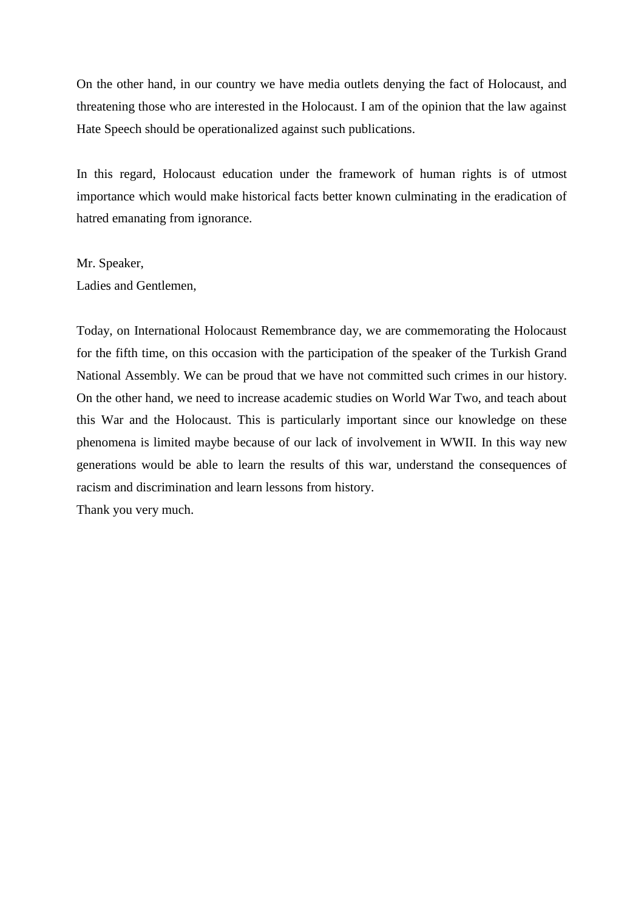On the other hand, in our country we have media outlets denying the fact of Holocaust, and threatening those who are interested in the Holocaust. I am of the opinion that the law against Hate Speech should be operationalized against such publications.

In this regard, Holocaust education under the framework of human rights is of utmost importance which would make historical facts better known culminating in the eradication of hatred emanating from ignorance.

Mr. Speaker,
Ladies and Gentlemen,

Today, on International Holocaust Remembrance day, we are commemorating the Holocaust for the fifth time, on this occasion with the participation of the speaker of the Turkish Grand National Assembly. We can be proud that we have not committed such crimes in our history. On the other hand, we need to increase academic studies on World War Two, and teach about this War and the Holocaust. This is particularly important since our knowledge on these phenomena is limited maybe because of our lack of involvement in WWII. In this way new generations would be able to learn the results of this war, understand the consequences of racism and discrimination and learn lessons from history.
Thank you very much.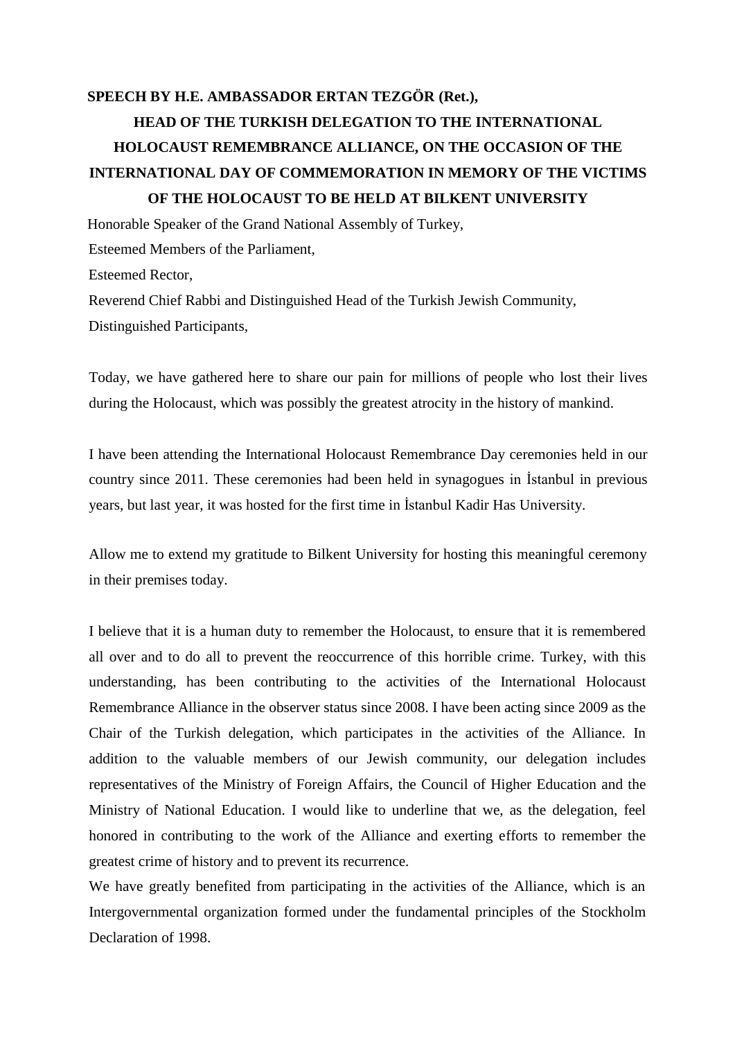**SPEECH BY H.E. AMBASSADOR ERTAN TEZGÖR (Ret.),**

## HEAD OF THE TURKISH DELEGATION TO THE INTERNATIONAL HOLOCAUST REMEMBRANCE ALLIANCE, ON THE OCCASION OF THE INTERNATIONAL DAY OF COMMEMORATION IN MEMORY OF THE VICTIMS OF THE HOLOCAUST TO BE HELD AT BILKENT UNIVERSITY

Honorable Speaker of the Grand National Assembly of Turkey,

Esteemed Members of the Parliament,

Esteemed Rector,

Reverend Chief Rabbi and Distinguished Head of the Turkish Jewish Community,

Distinguished Participants,

Today, we have gathered here to share our pain for millions of people who lost their lives during the Holocaust, which was possibly the greatest atrocity in the history of mankind.

I have been attending the International Holocaust Remembrance Day ceremonies held in our country since 2011. These ceremonies had been held in synagogues in İstanbul in previous years, but last year, it was hosted for the first time in İstanbul Kadir Has University.

Allow me to extend my gratitude to Bilkent University for hosting this meaningful ceremony in their premises today.

I believe that it is a human duty to remember the Holocaust, to ensure that it is remembered all over and to do all to prevent the reoccurrence of this horrible crime. Turkey, with this understanding, has been contributing to the activities of the International Holocaust Remembrance Alliance in the observer status since 2008. I have been acting since 2009 as the Chair of the Turkish delegation, which participates in the activities of the Alliance. In addition to the valuable members of our Jewish community, our delegation includes representatives of the Ministry of Foreign Affairs, the Council of Higher Education and the Ministry of National Education. I would like to underline that we, as the delegation, feel honored in contributing to the work of the Alliance and exerting efforts to remember the greatest crime of history and to prevent its recurrence.

We have greatly benefited from participating in the activities of the Alliance, which is an Intergovernmental organization formed under the fundamental principles of the Stockholm Declaration of 1998.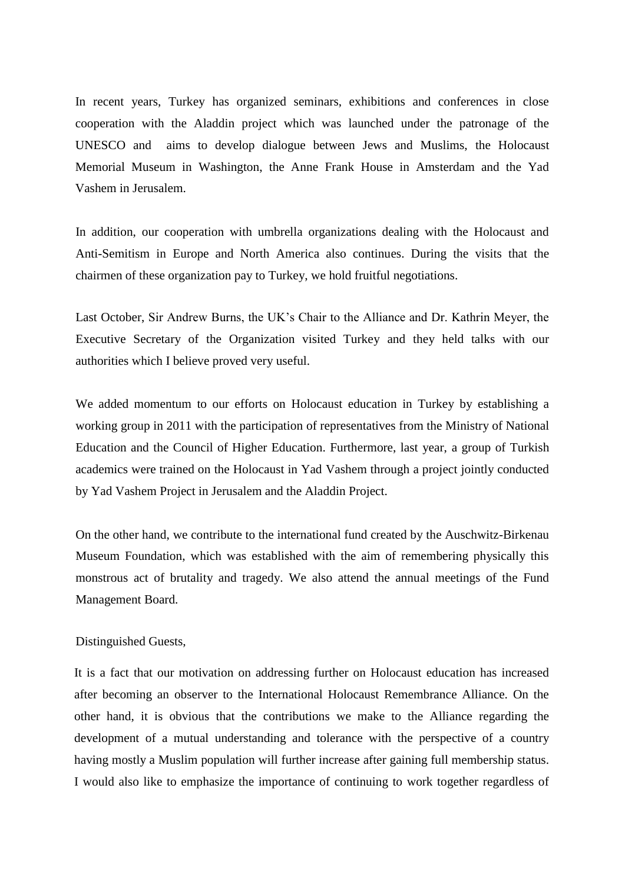In recent years, Turkey has organized seminars, exhibitions and conferences in close cooperation with the Aladdin project which was launched under the patronage of the UNESCO and aims to develop dialogue between Jews and Muslims, the Holocaust Memorial Museum in Washington, the Anne Frank House in Amsterdam and the Yad Vashem in Jerusalem.

In addition, our cooperation with umbrella organizations dealing with the Holocaust and Anti-Semitism in Europe and North America also continues. During the visits that the chairmen of these organization pay to Turkey, we hold fruitful negotiations.

Last October, Sir Andrew Burns, the UK's Chair to the Alliance and Dr. Kathrin Meyer, the Executive Secretary of the Organization visited Turkey and they held talks with our authorities which I believe proved very useful.

We added momentum to our efforts on Holocaust education in Turkey by establishing a working group in 2011 with the participation of representatives from the Ministry of National Education and the Council of Higher Education. Furthermore, last year, a group of Turkish academics were trained on the Holocaust in Yad Vashem through a project jointly conducted by Yad Vashem Project in Jerusalem and the Aladdin Project.

On the other hand, we contribute to the international fund created by the Auschwitz-Birkenau Museum Foundation, which was established with the aim of remembering physically this monstrous act of brutality and tragedy. We also attend the annual meetings of the Fund Management Board.

Distinguished Guests,

It is a fact that our motivation on addressing further on Holocaust education has increased after becoming an observer to the International Holocaust Remembrance Alliance. On the other hand, it is obvious that the contributions we make to the Alliance regarding the development of a mutual understanding and tolerance with the perspective of a country having mostly a Muslim population will further increase after gaining full membership status. I would also like to emphasize the importance of continuing to work together regardless of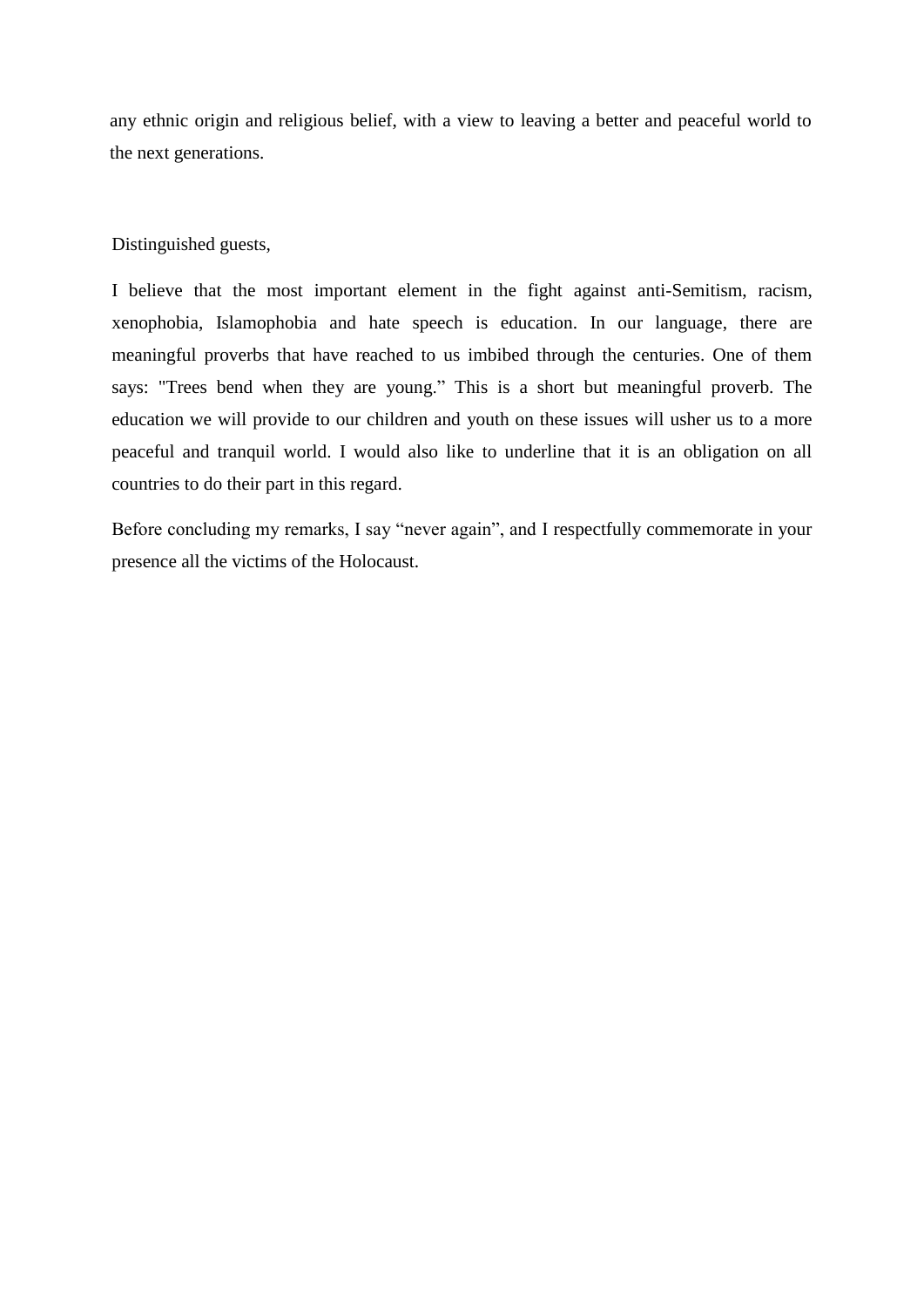any ethnic origin and religious belief, with a view to leaving a better and peaceful world to the next generations.

Distinguished guests,

I believe that the most important element in the fight against anti-Semitism, racism, xenophobia, Islamophobia and hate speech is education. In our language, there are meaningful proverbs that have reached to us imbibed through the centuries. One of them says: "Trees bend when they are young." This is a short but meaningful proverb. The education we will provide to our children and youth on these issues will usher us to a more peaceful and tranquil world. I would also like to underline that it is an obligation on all countries to do their part in this regard.

Before concluding my remarks, I say "never again", and I respectfully commemorate in your presence all the victims of the Holocaust.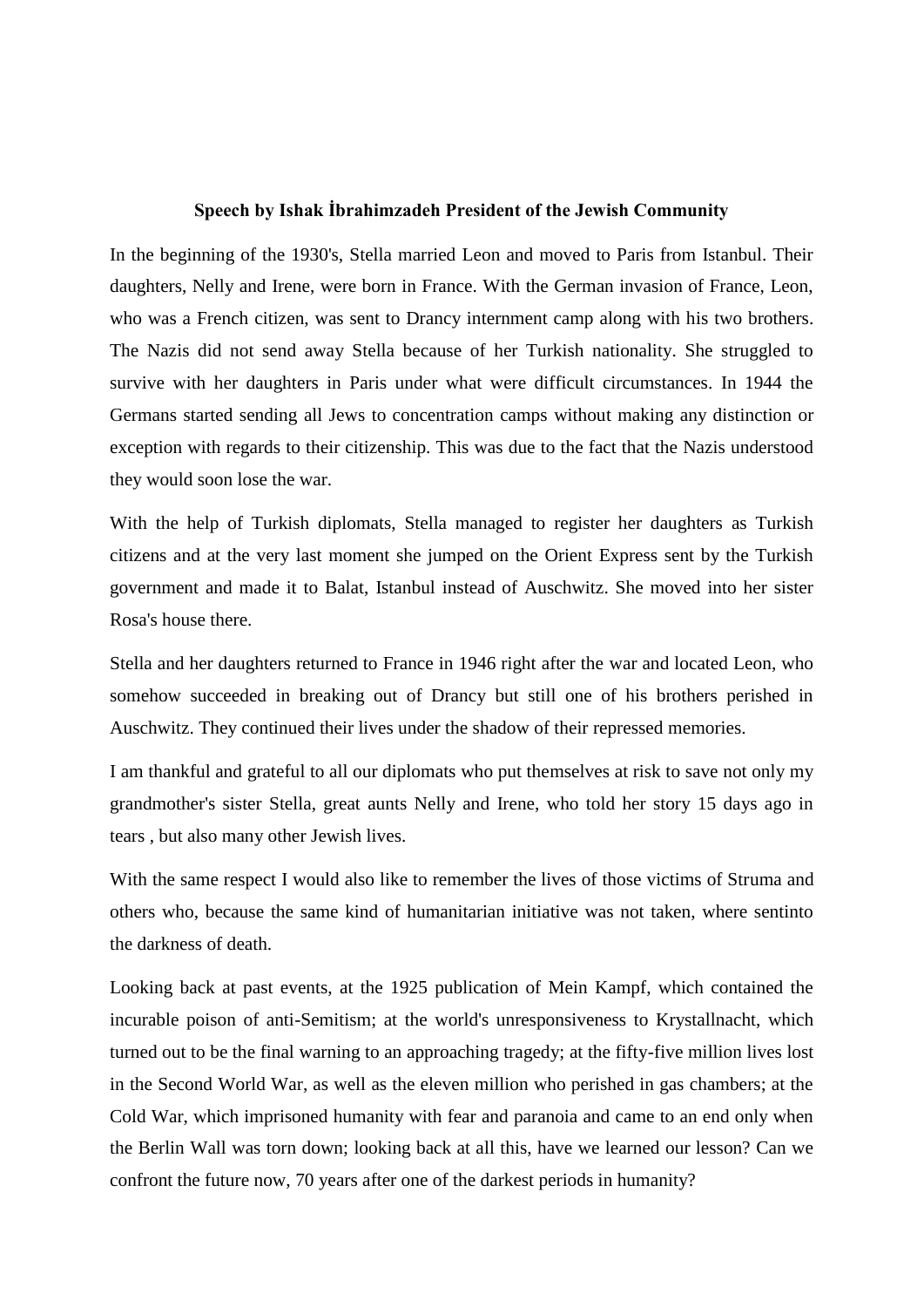**Speech by Ishak İbrahimzadeh President of the Jewish Community**

In the beginning of the 1930's, Stella married Leon and moved to Paris from Istanbul. Their daughters, Nelly and Irene, were born in France. With the German invasion of France, Leon, who was a French citizen, was sent to Drancy internment camp along with his two brothers. The Nazis did not send away Stella because of her Turkish nationality. She struggled to survive with her daughters in Paris under what were difficult circumstances. In 1944 the Germans started sending all Jews to concentration camps without making any distinction or exception with regards to their citizenship. This was due to the fact that the Nazis understood they would soon lose the war.

With the help of Turkish diplomats, Stella managed to register her daughters as Turkish citizens and at the very last moment she jumped on the Orient Express sent by the Turkish government and made it to Balat, Istanbul instead of Auschwitz. She moved into her sister Rosa's house there.

Stella and her daughters returned to France in 1946 right after the war and located Leon, who somehow succeeded in breaking out of Drancy but still one of his brothers perished in Auschwitz. They continued their lives under the shadow of their repressed memories.

I am thankful and grateful to all our diplomats who put themselves at risk to save not only my grandmother's sister Stella, great aunts Nelly and Irene, who told her story 15 days ago in tears , but also many other Jewish lives.

With the same respect I would also like to remember the lives of those victims of Struma and others who, because the same kind of humanitarian initiative was not taken, where sentinto the darkness of death.

Looking back at past events, at the 1925 publication of Mein Kampf, which contained the incurable poison of anti-Semitism; at the world's unresponsiveness to Krystallnacht, which turned out to be the final warning to an approaching tragedy; at the fifty-five million lives lost in the Second World War, as well as the eleven million who perished in gas chambers; at the Cold War, which imprisoned humanity with fear and paranoia and came to an end only when the Berlin Wall was torn down; looking back at all this, have we learned our lesson? Can we confront the future now, 70 years after one of the darkest periods in humanity?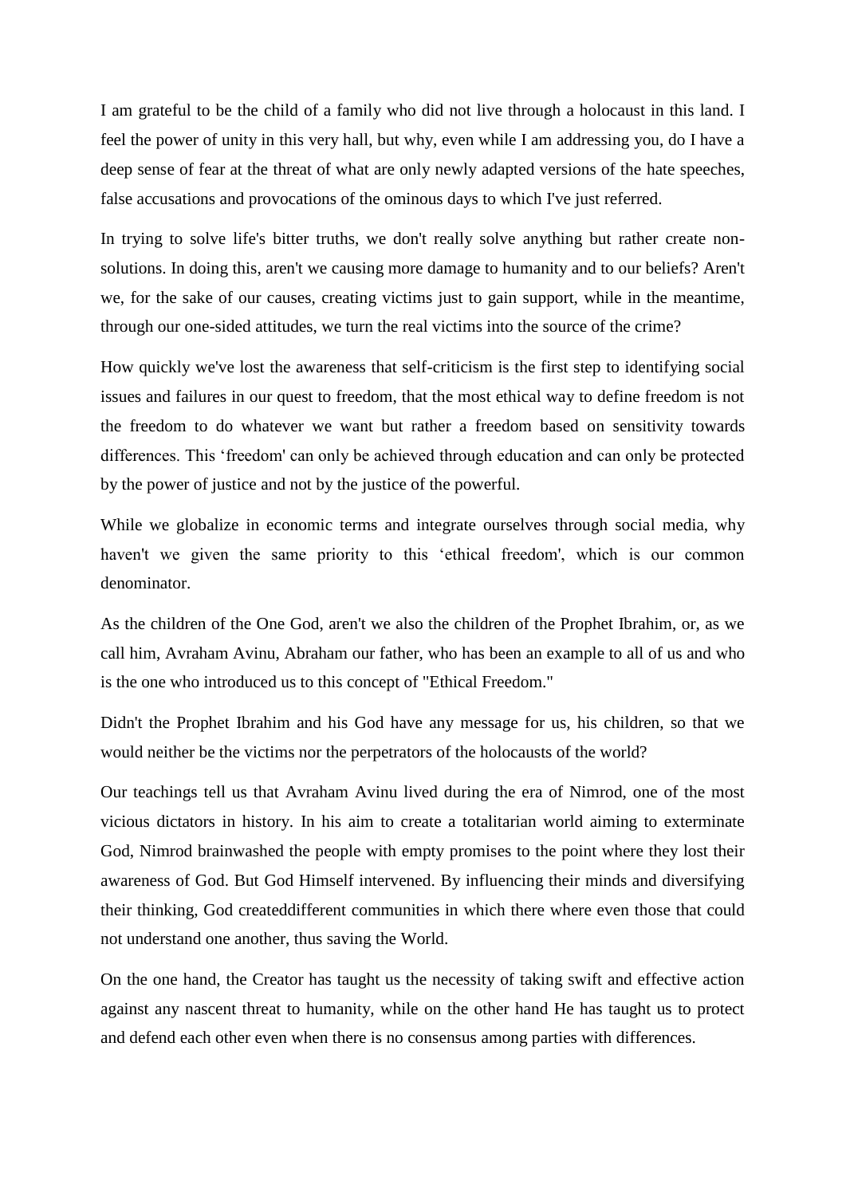I am grateful to be the child of a family who did not live through a holocaust in this land. I feel the power of unity in this very hall, but why, even while I am addressing you, do I have a deep sense of fear at the threat of what are only newly adapted versions of the hate speeches, false accusations and provocations of the ominous days to which I've just referred.

In trying to solve life's bitter truths, we don't really solve anything but rather create non-solutions. In doing this, aren't we causing more damage to humanity and to our beliefs? Aren't we, for the sake of our causes, creating victims just to gain support, while in the meantime, through our one-sided attitudes, we turn the real victims into the source of the crime?

How quickly we've lost the awareness that self-criticism is the first step to identifying social issues and failures in our quest to freedom, that the most ethical way to define freedom is not the freedom to do whatever we want but rather a freedom based on sensitivity towards differences. This 'freedom' can only be achieved through education and can only be protected by the power of justice and not by the justice of the powerful.

While we globalize in economic terms and integrate ourselves through social media, why haven't we given the same priority to this 'ethical freedom', which is our common denominator.

As the children of the One God, aren't we also the children of the Prophet Ibrahim, or, as we call him, Avraham Avinu, Abraham our father, who has been an example to all of us and who is the one who introduced us to this concept of "Ethical Freedom."

Didn't the Prophet Ibrahim and his God have any message for us, his children, so that we would neither be the victims nor the perpetrators of the holocausts of the world?

Our teachings tell us that Avraham Avinu lived during the era of Nimrod, one of the most vicious dictators in history. In his aim to create a totalitarian world aiming to exterminate God, Nimrod brainwashed the people with empty promises to the point where they lost their awareness of God. But God Himself intervened. By influencing their minds and diversifying their thinking, God createddifferent communities in which there where even those that could not understand one another, thus saving the World.

On the one hand, the Creator has taught us the necessity of taking swift and effective action against any nascent threat to humanity, while on the other hand He has taught us to protect and defend each other even when there is no consensus among parties with differences.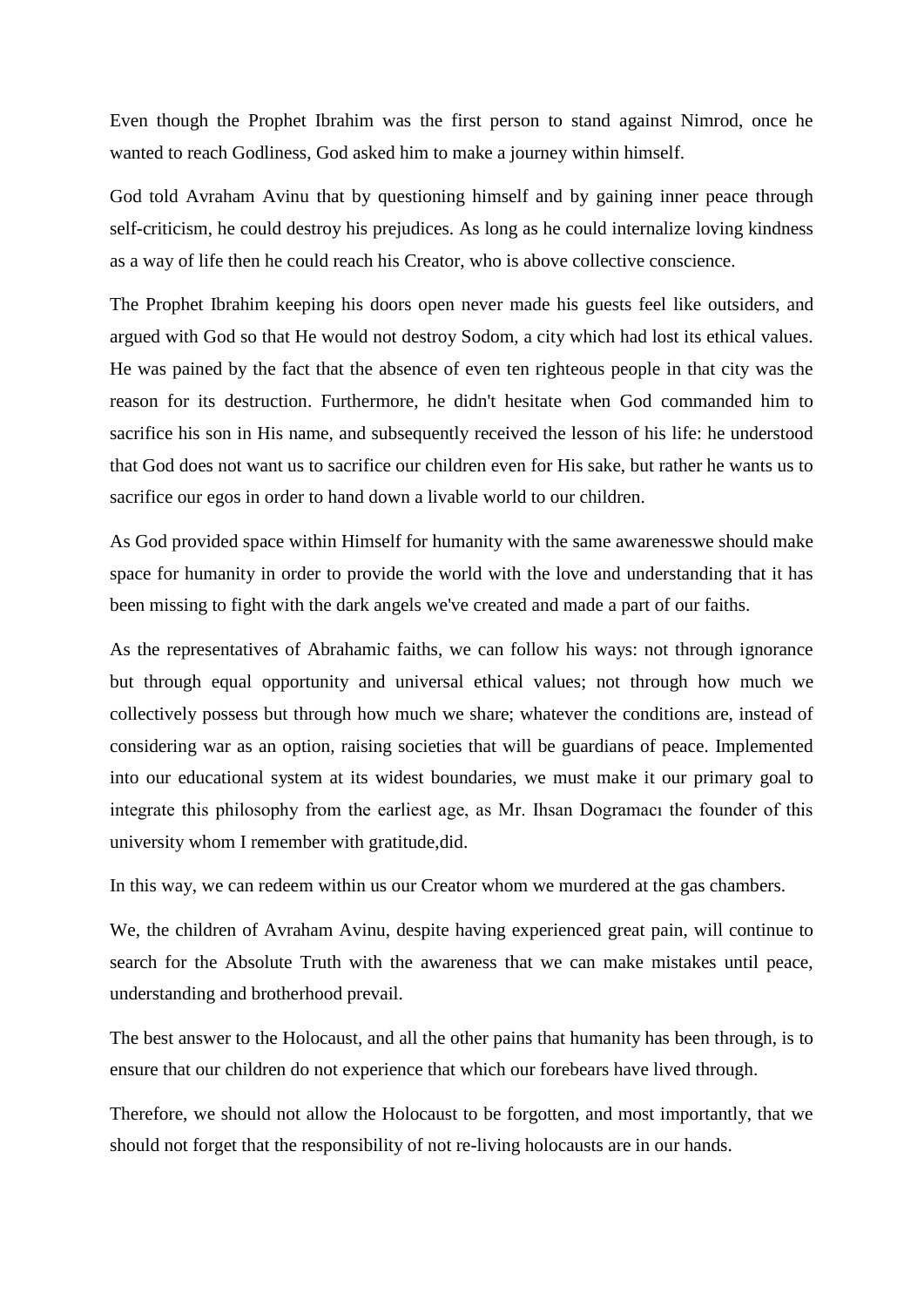Even though the Prophet Ibrahim was the first person to stand against Nimrod, once he wanted to reach Godliness, God asked him to make a journey within himself.

God told Avraham Avinu that by questioning himself and by gaining inner peace through self-criticism, he could destroy his prejudices. As long as he could internalize loving kindness as a way of life then he could reach his Creator, who is above collective conscience.

The Prophet Ibrahim keeping his doors open never made his guests feel like outsiders, and argued with God so that He would not destroy Sodom, a city which had lost its ethical values. He was pained by the fact that the absence of even ten righteous people in that city was the reason for its destruction. Furthermore, he didn't hesitate when God commanded him to sacrifice his son in His name, and subsequently received the lesson of his life: he understood that God does not want us to sacrifice our children even for His sake, but rather he wants us to sacrifice our egos in order to hand down a livable world to our children.

As God provided space within Himself for humanity with the same awarenesswe should make space for humanity in order to provide the world with the love and understanding that it has been missing to fight with the dark angels we've created and made a part of our faiths.

As the representatives of Abrahamic faiths, we can follow his ways: not through ignorance but through equal opportunity and universal ethical values; not through how much we collectively possess but through how much we share; whatever the conditions are, instead of considering war as an option, raising societies that will be guardians of peace. Implemented into our educational system at its widest boundaries, we must make it our primary goal to integrate this philosophy from the earliest age, as Mr. Ihsan Dogramacı the founder of this university whom I remember with gratitude,did.

In this way, we can redeem within us our Creator whom we murdered at the gas chambers.

We, the children of Avraham Avinu, despite having experienced great pain, will continue to search for the Absolute Truth with the awareness that we can make mistakes until peace, understanding and brotherhood prevail.

The best answer to the Holocaust, and all the other pains that humanity has been through, is to ensure that our children do not experience that which our forebears have lived through.

Therefore, we should not allow the Holocaust to be forgotten, and most importantly, that we should not forget that the responsibility of not re-living holocausts are in our hands.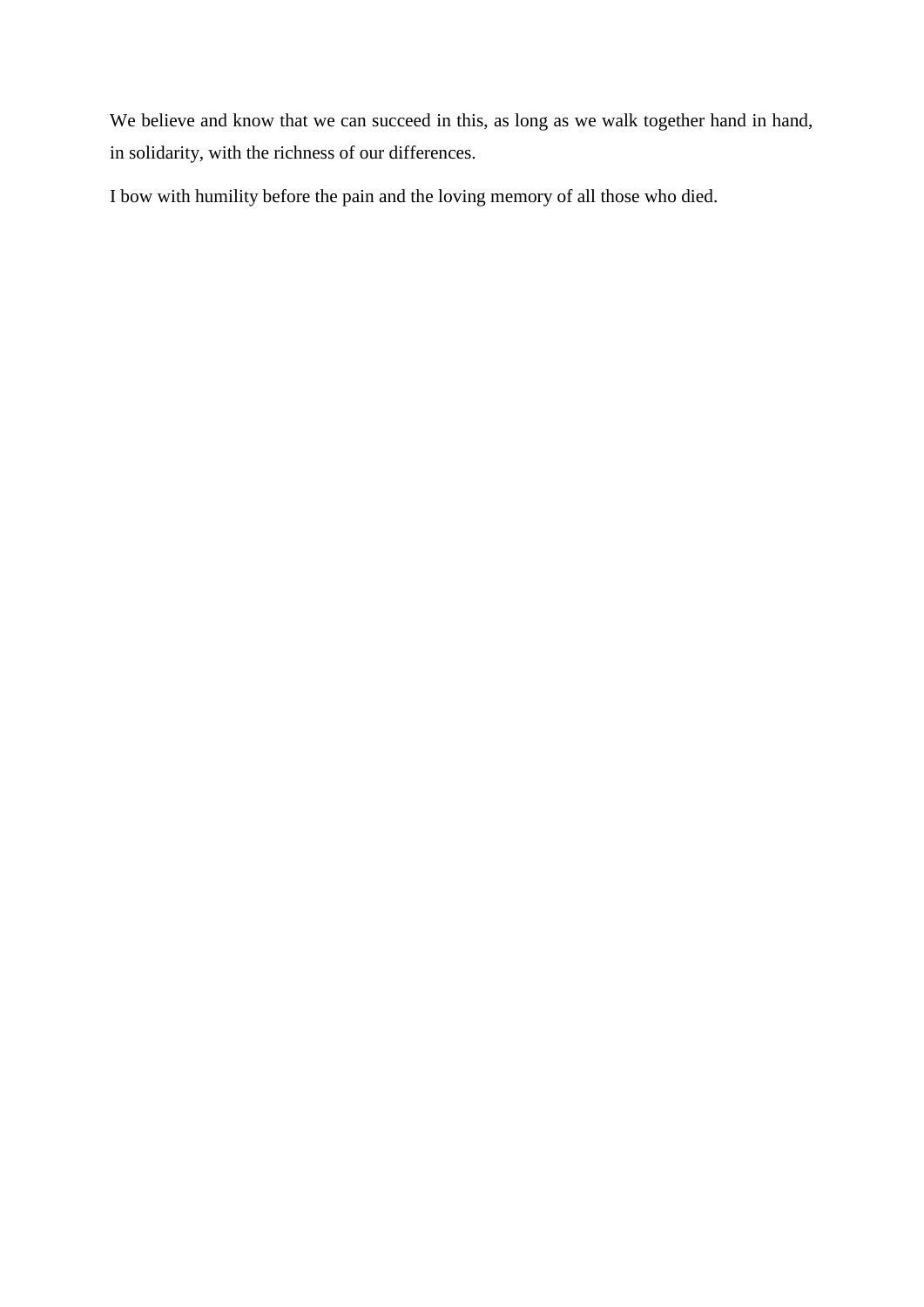We believe and know that we can succeed in this, as long as we walk together hand in hand, in solidarity, with the richness of our differences.

I bow with humility before the pain and the loving memory of all those who died.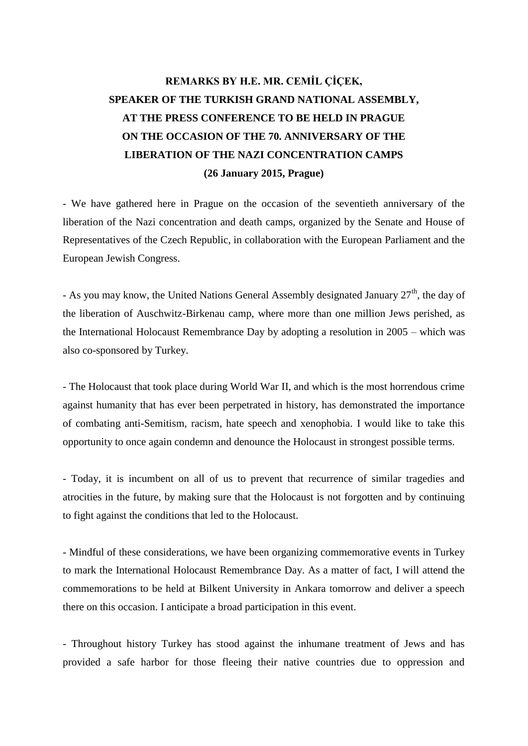**REMARKS BY H.E. MR. CEMİL ÇİÇEK,**
**SPEAKER OF THE TURKISH GRAND NATIONAL ASSEMBLY,**
**AT THE PRESS CONFERENCE TO BE HELD IN PRAGUE**
**ON THE OCCASION OF THE 70. ANNIVERSARY OF THE**
**LIBERATION OF THE NAZI CONCENTRATION CAMPS**
**(26 January 2015, Prague)**

- We have gathered here in Prague on the occasion of the seventieth anniversary of the liberation of the Nazi concentration and death camps, organized by the Senate and House of Representatives of the Czech Republic, in collaboration with the European Parliament and the European Jewish Congress.

- As you may know, the United Nations General Assembly designated January 27th, the day of the liberation of Auschwitz-Birkenau camp, where more than one million Jews perished, as the International Holocaust Remembrance Day by adopting a resolution in 2005 – which was also co-sponsored by Turkey.

- The Holocaust that took place during World War II, and which is the most horrendous crime against humanity that has ever been perpetrated in history, has demonstrated the importance of combating anti-Semitism, racism, hate speech and xenophobia. I would like to take this opportunity to once again condemn and denounce the Holocaust in strongest possible terms.

- Today, it is incumbent on all of us to prevent that recurrence of similar tragedies and atrocities in the future, by making sure that the Holocaust is not forgotten and by continuing to fight against the conditions that led to the Holocaust.

- Mindful of these considerations, we have been organizing commemorative events in Turkey to mark the International Holocaust Remembrance Day. As a matter of fact, I will attend the commemorations to be held at Bilkent University in Ankara tomorrow and deliver a speech there on this occasion. I anticipate a broad participation in this event.

- Throughout history Turkey has stood against the inhumane treatment of Jews and has provided a safe harbor for those fleeing their native countries due to oppression and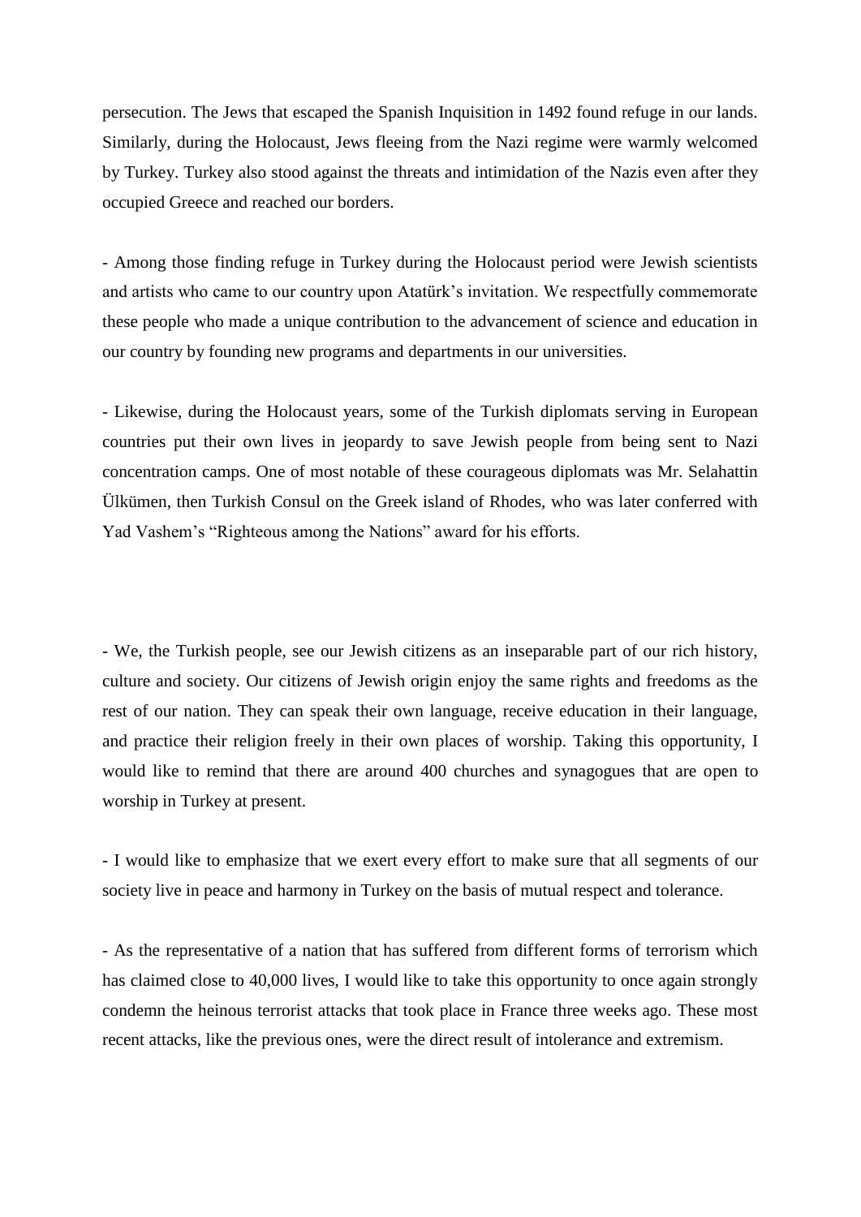persecution. The Jews that escaped the Spanish Inquisition in 1492 found refuge in our lands. Similarly, during the Holocaust, Jews fleeing from the Nazi regime were warmly welcomed by Turkey. Turkey also stood against the threats and intimidation of the Nazis even after they occupied Greece and reached our borders.

- Among those finding refuge in Turkey during the Holocaust period were Jewish scientists and artists who came to our country upon Atatürk's invitation. We respectfully commemorate these people who made a unique contribution to the advancement of science and education in our country by founding new programs and departments in our universities.

- Likewise, during the Holocaust years, some of the Turkish diplomats serving in European countries put their own lives in jeopardy to save Jewish people from being sent to Nazi concentration camps. One of most notable of these courageous diplomats was Mr. Selahattin Ülkümen, then Turkish Consul on the Greek island of Rhodes, who was later conferred with Yad Vashem's "Righteous among the Nations" award for his efforts.

- We, the Turkish people, see our Jewish citizens as an inseparable part of our rich history, culture and society. Our citizens of Jewish origin enjoy the same rights and freedoms as the rest of our nation. They can speak their own language, receive education in their language, and practice their religion freely in their own places of worship. Taking this opportunity, I would like to remind that there are around 400 churches and synagogues that are open to worship in Turkey at present.

- I would like to emphasize that we exert every effort to make sure that all segments of our society live in peace and harmony in Turkey on the basis of mutual respect and tolerance.

- As the representative of a nation that has suffered from different forms of terrorism which has claimed close to 40,000 lives, I would like to take this opportunity to once again strongly condemn the heinous terrorist attacks that took place in France three weeks ago. These most recent attacks, like the previous ones, were the direct result of intolerance and extremism.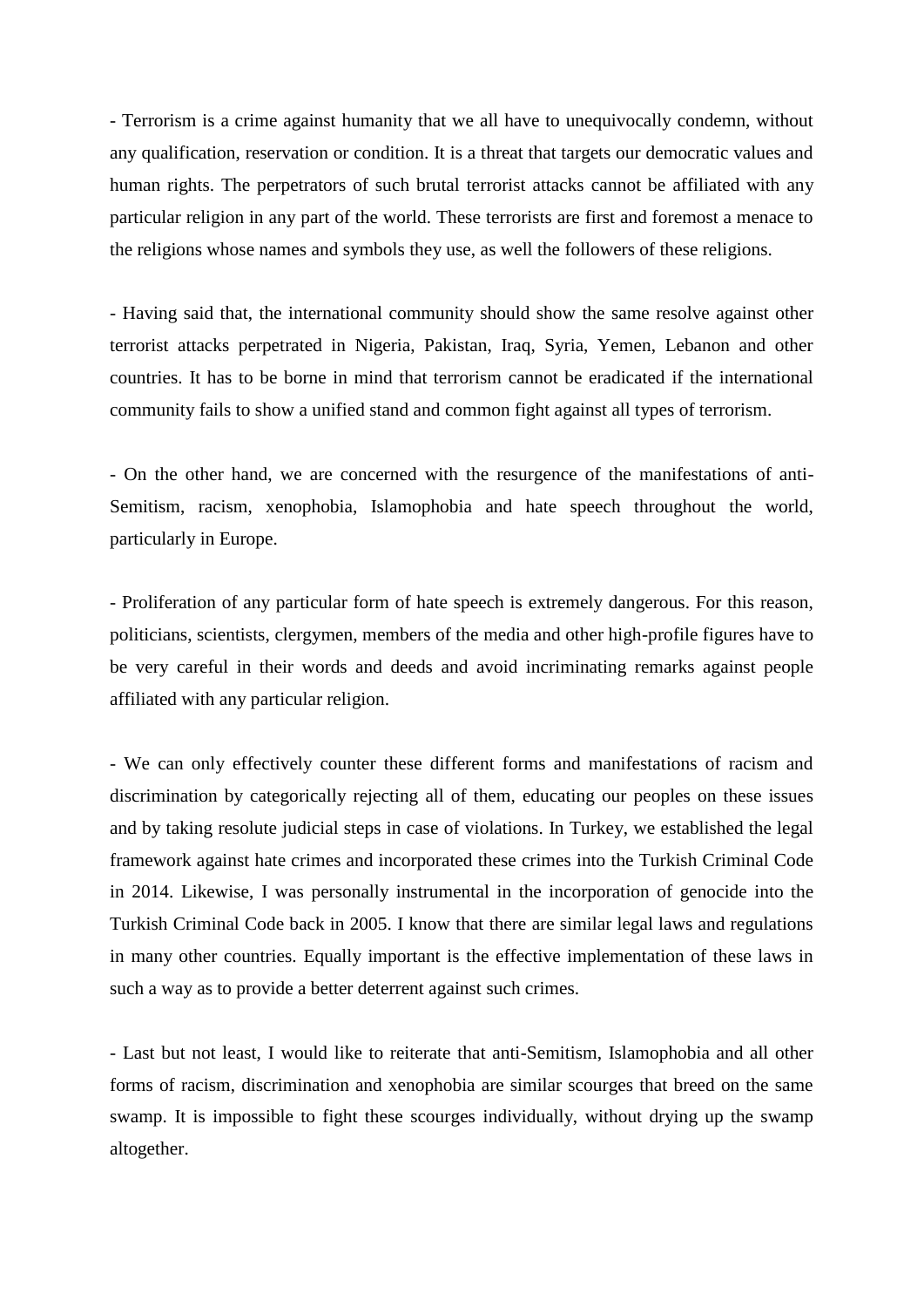- Terrorism is a crime against humanity that we all have to unequivocally condemn, without any qualification, reservation or condition. It is a threat that targets our democratic values and human rights. The perpetrators of such brutal terrorist attacks cannot be affiliated with any particular religion in any part of the world. These terrorists are first and foremost a menace to the religions whose names and symbols they use, as well the followers of these religions.

- Having said that, the international community should show the same resolve against other terrorist attacks perpetrated in Nigeria, Pakistan, Iraq, Syria, Yemen, Lebanon and other countries. It has to be borne in mind that terrorism cannot be eradicated if the international community fails to show a unified stand and common fight against all types of terrorism.

- On the other hand, we are concerned with the resurgence of the manifestations of anti-Semitism, racism, xenophobia, Islamophobia and hate speech throughout the world, particularly in Europe.

- Proliferation of any particular form of hate speech is extremely dangerous. For this reason, politicians, scientists, clergymen, members of the media and other high-profile figures have to be very careful in their words and deeds and avoid incriminating remarks against people affiliated with any particular religion.

- We can only effectively counter these different forms and manifestations of racism and discrimination by categorically rejecting all of them, educating our peoples on these issues and by taking resolute judicial steps in case of violations. In Turkey, we established the legal framework against hate crimes and incorporated these crimes into the Turkish Criminal Code in 2014. Likewise, I was personally instrumental in the incorporation of genocide into the Turkish Criminal Code back in 2005. I know that there are similar legal laws and regulations in many other countries. Equally important is the effective implementation of these laws in such a way as to provide a better deterrent against such crimes.

- Last but not least, I would like to reiterate that anti-Semitism, Islamophobia and all other forms of racism, discrimination and xenophobia are similar scourges that breed on the same swamp. It is impossible to fight these scourges individually, without drying up the swamp altogether.